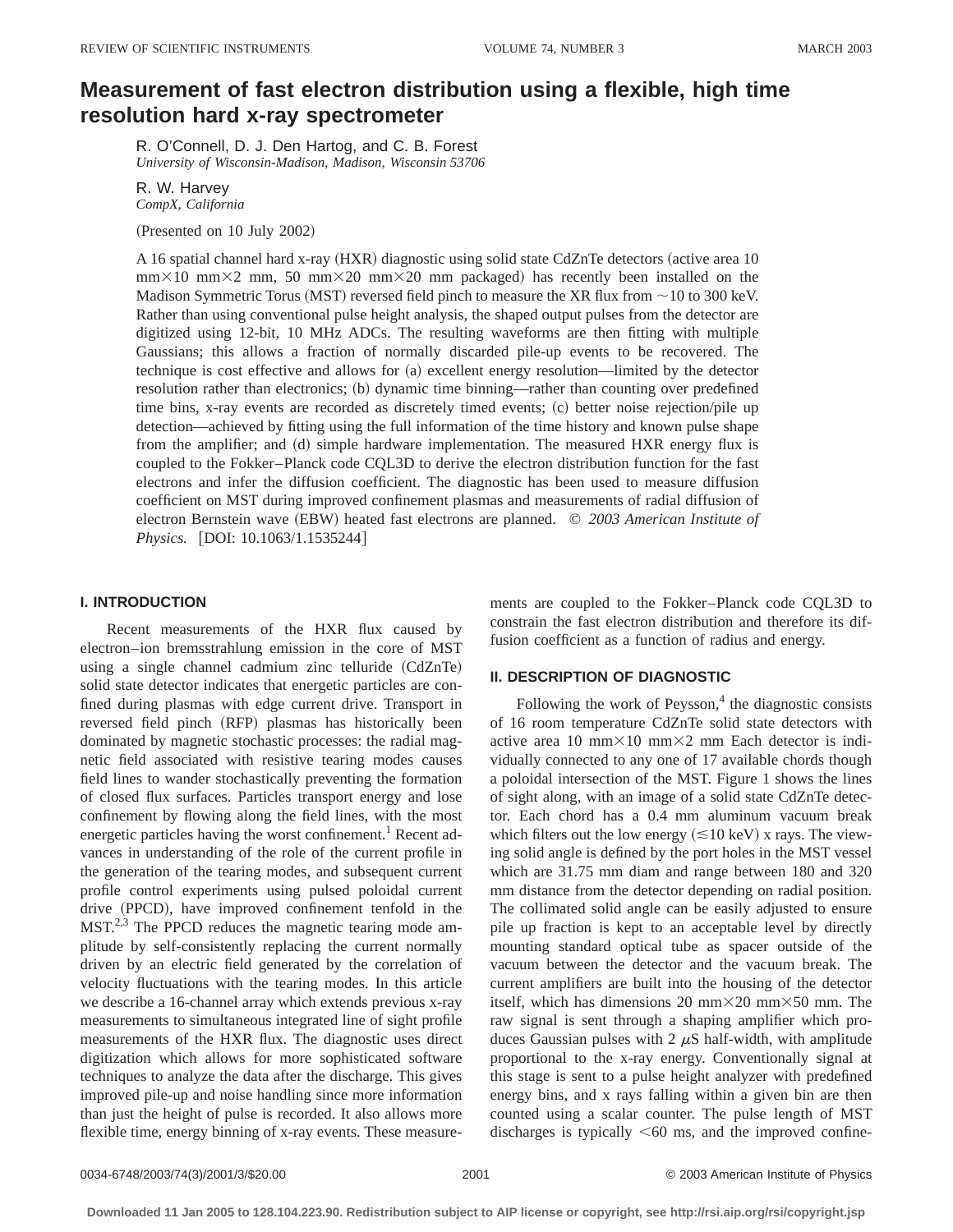# Measurement of fast electron distribution using a flexible, high time resolution hard x-ray spectrometer

R. O'Connell, D. J. Den Hartog, and C. B. Forest
*University of Wisconsin-Madison, Madison, Wisconsin 53706*

R. W. Harvey
*CompX, California*

(Presented on 10 July 2002)

A 16 spatial channel hard x-ray (HXR) diagnostic using solid state CdZnTe detectors (active area 10 mm×10 mm×2 mm, 50 mm×20 mm×20 mm packaged) has recently been installed on the Madison Symmetric Torus (MST) reversed field pinch to measure the XR flux from ~10 to 300 keV. Rather than using conventional pulse height analysis, the shaped output pulses from the detector are digitized using 12-bit, 10 MHz ADCs. The resulting waveforms are then fitting with multiple Gaussians; this allows a fraction of normally discarded pile-up events to be recovered. The technique is cost effective and allows for (a) excellent energy resolution—limited by the detector resolution rather than electronics; (b) dynamic time binning—rather than counting over predefined time bins, x-ray events are recorded as discretely timed events; (c) better noise rejection/pile up detection—achieved by fitting using the full information of the time history and known pulse shape from the amplifier; and (d) simple hardware implementation. The measured HXR energy flux is coupled to the Fokker–Planck code CQL3D to derive the electron distribution function for the fast electrons and infer the diffusion coefficient. The diagnostic has been used to measure diffusion coefficient on MST during improved confinement plasmas and measurements of radial diffusion of electron Bernstein wave (EBW) heated fast electrons are planned. © *2003 American Institute of Physics.* [DOI: 10.1063/1.1535244]

## I. INTRODUCTION

Recent measurements of the HXR flux caused by electron–ion bremsstrahlung emission in the core of MST using a single channel cadmium zinc telluride (CdZnTe) solid state detector indicates that energetic particles are confined during plasmas with edge current drive. Transport in reversed field pinch (RFP) plasmas has historically been dominated by magnetic stochastic processes: the radial magnetic field associated with resistive tearing modes causes field lines to wander stochastically preventing the formation of closed flux surfaces. Particles transport energy and lose confinement by flowing along the field lines, with the most energetic particles having the worst confinement.[1] Recent advances in understanding of the role of the current profile in the generation of the tearing modes, and subsequent current profile control experiments using pulsed poloidal current drive (PPCD), have improved confinement tenfold in the MST.[2,3] The PPCD reduces the magnetic tearing mode amplitude by self-consistently replacing the current normally driven by an electric field generated by the correlation of velocity fluctuations with the tearing modes. In this article we describe a 16-channel array which extends previous x-ray measurements to simultaneous integrated line of sight profile measurements of the HXR flux. The diagnostic uses direct digitization which allows for more sophisticated software techniques to analyze the data after the discharge. This gives improved pile-up and noise handling since more information than just the height of pulse is recorded. It also allows more flexible time, energy binning of x-ray events. These measurements are coupled to the Fokker–Planck code CQL3D to constrain the fast electron distribution and therefore its diffusion coefficient as a function of radius and energy.

## II. DESCRIPTION OF DIAGNOSTIC

Following the work of Peysson,[4] the diagnostic consists of 16 room temperature CdZnTe solid state detectors with active area 10 mm×10 mm×2 mm Each detector is individually connected to any one of 17 available chords though a poloidal intersection of the MST. Figure 1 shows the lines of sight along, with an image of a solid state CdZnTe detector. Each chord has a 0.4 mm aluminum vacuum break which filters out the low energy ($\lesssim$10 keV) x rays. The viewing solid angle is defined by the port holes in the MST vessel which are 31.75 mm diam and range between 180 and 320 mm distance from the detector depending on radial position. The collimated solid angle can be easily adjusted to ensure pile up fraction is kept to an acceptable level by directly mounting standard optical tube as spacer outside of the vacuum between the detector and the vacuum break. The current amplifiers are built into the housing of the detector itself, which has dimensions 20 mm×20 mm×50 mm. The raw signal is sent through a shaping amplifier which produces Gaussian pulses with 2 $\mu$S half-width, with amplitude proportional to the x-ray energy. Conventionally signal at this stage is sent to a pulse height analyzer with predefined energy bins, and x rays falling within a given bin are then counted using a scalar counter. The pulse length of MST discharges is typically <60 ms, and the improved confine-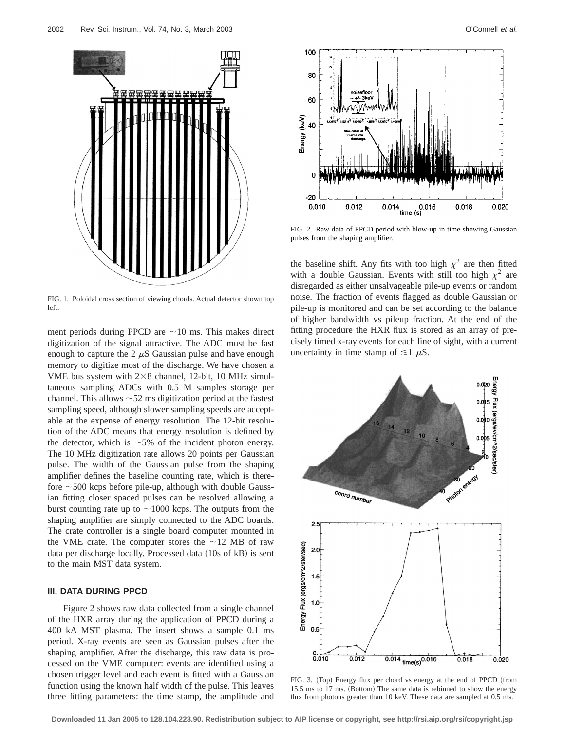FIG. 1. Poloidal cross section of viewing chords. Actual detector shown top left.

ment periods during PPCD are ~10 ms. This makes direct digitization of the signal attractive. The ADC must be fast enough to capture the 2 $\mu$S Gaussian pulse and have enough memory to digitize most of the discharge. We have chosen a VME bus system with 2×8 channel, 12-bit, 10 MHz simultaneous sampling ADCs with 0.5 M samples storage per channel. This allows ~52 ms digitization period at the fastest sampling speed, although slower sampling speeds are acceptable at the expense of energy resolution. The 12-bit resolution of the ADC means that energy resolution is defined by the detector, which is ~5% of the incident photon energy. The 10 MHz digitization rate allows 20 points per Gaussian pulse. The width of the Gaussian pulse from the shaping amplifier defines the baseline counting rate, which is therefore ~500 kcps before pile-up, although with double Gaussian fitting closer spaced pulses can be resolved allowing a burst counting rate up to ~1000 kcps. The outputs from the shaping amplifier are simply connected to the ADC boards. The crate controller is a single board computer mounted in the VME crate. The computer stores the ~12 MB of raw data per discharge locally. Processed data (10s of kB) is sent to the main MST data system.

### III. DATA DURING PPCD

Figure 2 shows raw data collected from a single channel of the HXR array during the application of PPCD during a 400 kA MST plasma. The insert shows a sample 0.1 ms period. X-ray events are seen as Gaussian pulses after the shaping amplifier. After the discharge, this raw data is processed on the VME computer: events are identified using a chosen trigger level and each event is fitted with a Gaussian function using the known half width of the pulse. This leaves three fitting parameters: the time stamp, the amplitude and the baseline shift. Any fits with too high $\chi^2$ are then fitted with a double Gaussian. Events with still too high $\chi^2$ are disregarded as either unsalvageable pile-up events or random noise. The fraction of events flagged as double Gaussian or pile-up is monitored and can be set according to the balance of higher bandwidth vs pileup fraction. At the end of the fitting procedure the HXR flux is stored as an array of precisely timed x-ray events for each line of sight, with a current uncertainty in time stamp of $\lesssim 1$ $\mu$S.

FIG. 2. Raw data of PPCD period with blow-up in time showing Gaussian pulses from the shaping amplifier.

FIG. 3. (Top) Energy flux per chord vs energy at the end of PPCD (from 15.5 ms to 17 ms. (Bottom) The same data is rebinned to show the energy flux from photons greater than 10 keV. These data are sampled at 0.5 ms.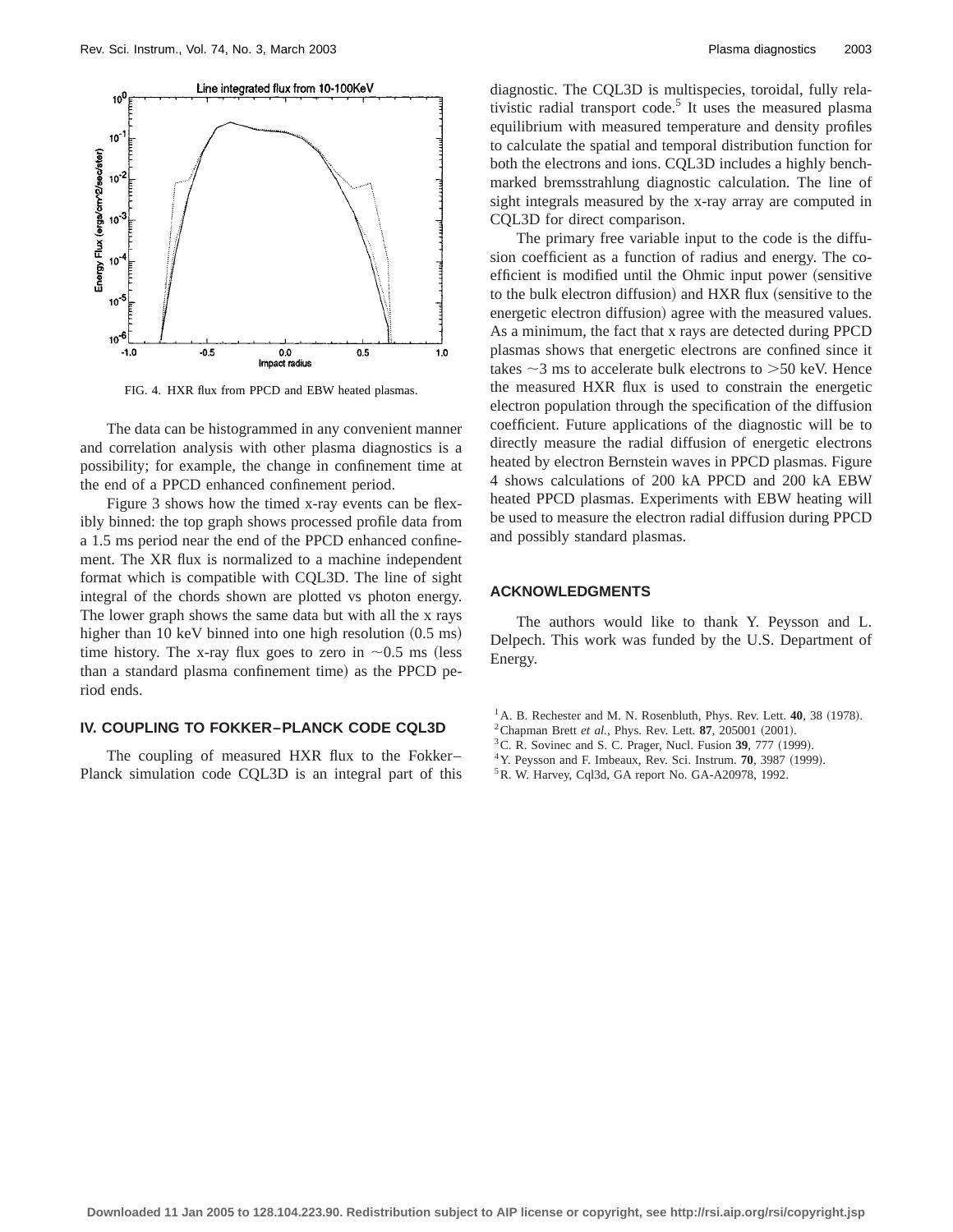Line integrated flux from 10-100KeV

Energy Flux (ergs/cm^2/sec/ster)

$10^{0}$

$10^{-1}$

$10^{-2}$

$10^{-3}$

$10^{-4}$

$10^{-5}$

$10^{-6}$

-1.0

-0.5

0.0

0.5

1.0

Impact radius

FIG. 4. HXR flux from PPCD and EBW heated plasmas.

The data can be histogrammed in any convenient manner and correlation analysis with other plasma diagnostics is a possibility; for example, the change in confinement time at the end of a PPCD enhanced confinement period.

Figure 3 shows how the timed x-ray events can be flexibly binned: the top graph shows processed profile data from a 1.5 ms period near the end of the PPCD enhanced confinement. The XR flux is normalized to a machine independent format which is compatible with CQL3D. The line of sight integral of the chords shown are plotted vs photon energy. The lower graph shows the same data but with all the x rays higher than 10 keV binned into one high resolution (0.5 ms) time history. The x-ray flux goes to zero in ~0.5 ms (less than a standard plasma confinement time) as the PPCD period ends.

## IV. COUPLING TO FOKKER–PLANCK CODE CQL3D

The coupling of measured HXR flux to the Fokker–Planck simulation code CQL3D is an integral part of this diagnostic. The CQL3D is multispecies, toroidal, fully relativistic radial transport code.[5] It uses the measured plasma equilibrium with measured temperature and density profiles to calculate the spatial and temporal distribution function for both the electrons and ions. CQL3D includes a highly benchmarked bremsstrahlung diagnostic calculation. The line of sight integrals measured by the x-ray array are computed in CQL3D for direct comparison.

The primary free variable input to the code is the diffusion coefficient as a function of radius and energy. The coefficient is modified until the Ohmic input power (sensitive to the bulk electron diffusion) and HXR flux (sensitive to the energetic electron diffusion) agree with the measured values. As a minimum, the fact that x rays are detected during PPCD plasmas shows that energetic electrons are confined since it takes ~3 ms to accelerate bulk electrons to >50 keV. Hence the measured HXR flux is used to constrain the energetic electron population through the specification of the diffusion coefficient. Future applications of the diagnostic will be to directly measure the radial diffusion of energetic electrons heated by electron Bernstein waves in PPCD plasmas. Figure 4 shows calculations of 200 kA PPCD and 200 kA EBW heated PPCD plasmas. Experiments with EBW heating will be used to measure the electron radial diffusion during PPCD and possibly standard plasmas.

## ACKNOWLEDGMENTS

The authors would like to thank Y. Peysson and L. Delpech. This work was funded by the U.S. Department of Energy.

[1] A. B. Rechester and M. N. Rosenbluth, Phys. Rev. Lett. **40**, 38 (1978).
[2] Chapman Brett *et al.*, Phys. Rev. Lett. **87**, 205001 (2001).
[3] C. R. Sovinec and S. C. Prager, Nucl. Fusion **39**, 777 (1999).
[4] Y. Peysson and F. Imbeaux, Rev. Sci. Instrum. **70**, 3987 (1999).
[5] R. W. Harvey, Cql3d, GA report No. GA-A20978, 1992.